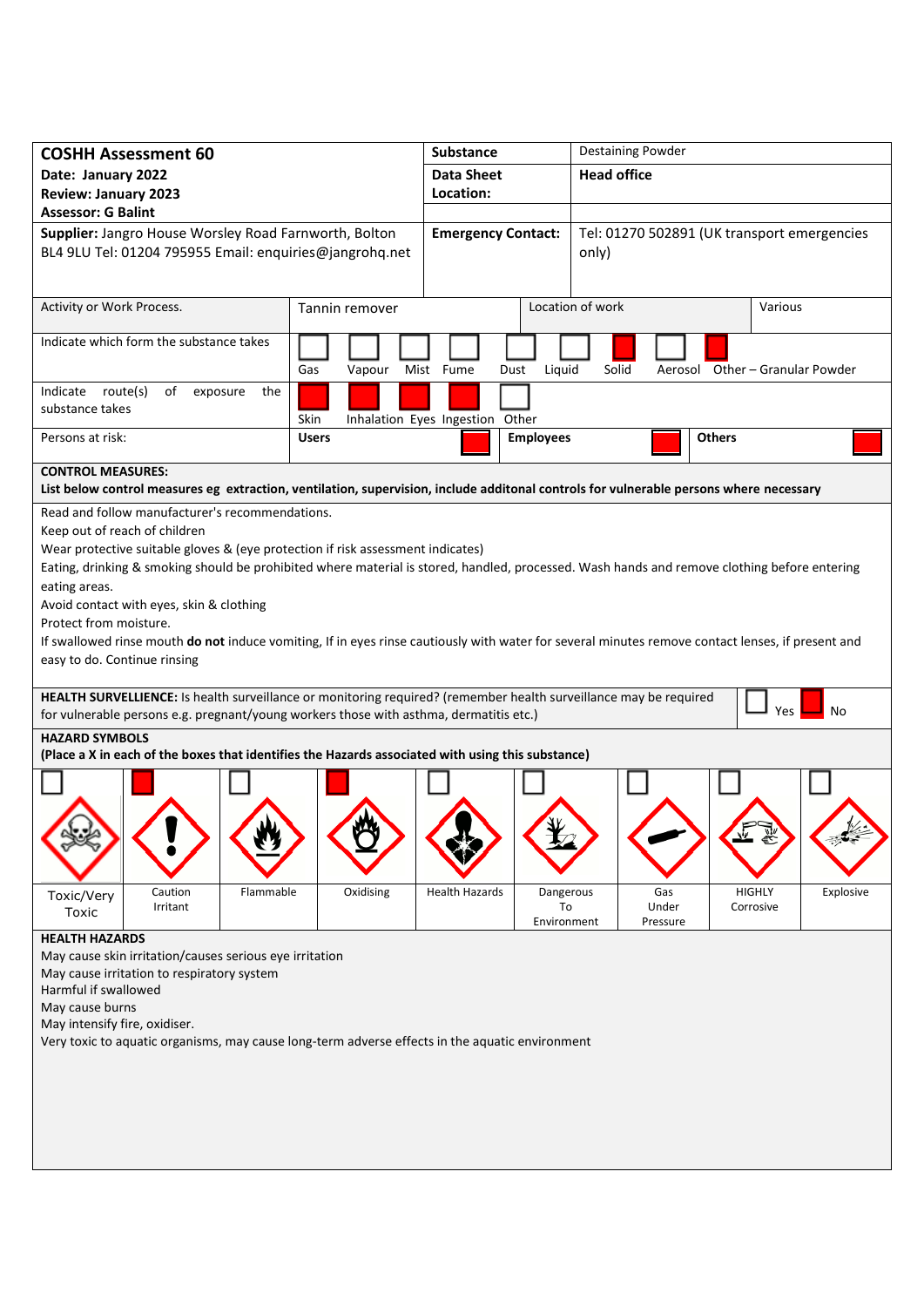| **COSHH Assessment 60** | **Substance** | Destaining Powder |
|---|---|---|
| **Date: January 2022** | **Data Sheet Location:** | **Head office** |
| **Review: January 2023** | | |
| **Assessor: G Balint** | | |
| **Supplier:** Jangro House Worsley Road Farnworth, Bolton BL4 9LU Tel: 01204 795955 Email: enquiries@jangrohq.net | **Emergency Contact:** | Tel: 01270 502891 (UK transport emergencies only) |

| Activity or Work Process. | Tannin remover | Location of work | Various |
|---|---|---|---|

Indicate which form the substance takes:

| Gas | Vapour | Mist | Fume | Dust | Liquid | Solid | Aerosol | Other – Granular Powder |
|---|---|---|---|---|---|---|---|---|
| ☐ | ☐ | ☐ | ☐ | ☐ | ☐ | ■ | ☐ | ■ |

Indicate route(s) of exposure the substance takes:

| Skin | Inhalation | Eyes | Ingestion | Other |
|---|---|---|---|---|
| ■ | ■ | ■ | ■ | ☐ |

| Persons at risk: | **Users** ■ | **Employees** ■ | **Others** ■ |
|---|---|---|---|

**CONTROL MEASURES:**
**List below control measures eg extraction, ventilation, supervision, include additonal controls for vulnerable persons where necessary**

Read and follow manufacturer's recommendations.
Keep out of reach of children
Wear protective suitable gloves & (eye protection if risk assessment indicates)
Eating, drinking & smoking should be prohibited where material is stored, handled, processed. Wash hands and remove clothing before entering eating areas.
Avoid contact with eyes, skin & clothing
Protect from moisture.
If swallowed rinse mouth **do not** induce vomiting, If in eyes rinse cautiously with water for several minutes remove contact lenses, if present and easy to do. Continue rinsing

**HEALTH SURVELLIENCE:** Is health surveillance or monitoring required? (remember health surveillance may be required for vulnerable persons e.g. pregnant/young workers those with asthma, dermatitis etc.) ☐ Yes ■ No

**HAZARD SYMBOLS**
**(Place a X in each of the boxes that identifies the Hazards associated with using this substance)**

| Toxic/Very Toxic | Caution Irritant | Flammable | Oxidising | Health Hazards | Dangerous To Environment | Gas Under Pressure | HIGHLY Corrosive | Explosive |
|---|---|---|---|---|---|---|---|---|
| ☐ | ■ | ☐ | ■ | ☐ | ☐ | ☐ | ☐ | ☐ |

**HEALTH HAZARDS**

May cause skin irritation/causes serious eye irritation
May cause irritation to respiratory system
Harmful if swallowed
May cause burns
May intensify fire, oxidiser.
Very toxic to aquatic organisms, may cause long-term adverse effects in the aquatic environment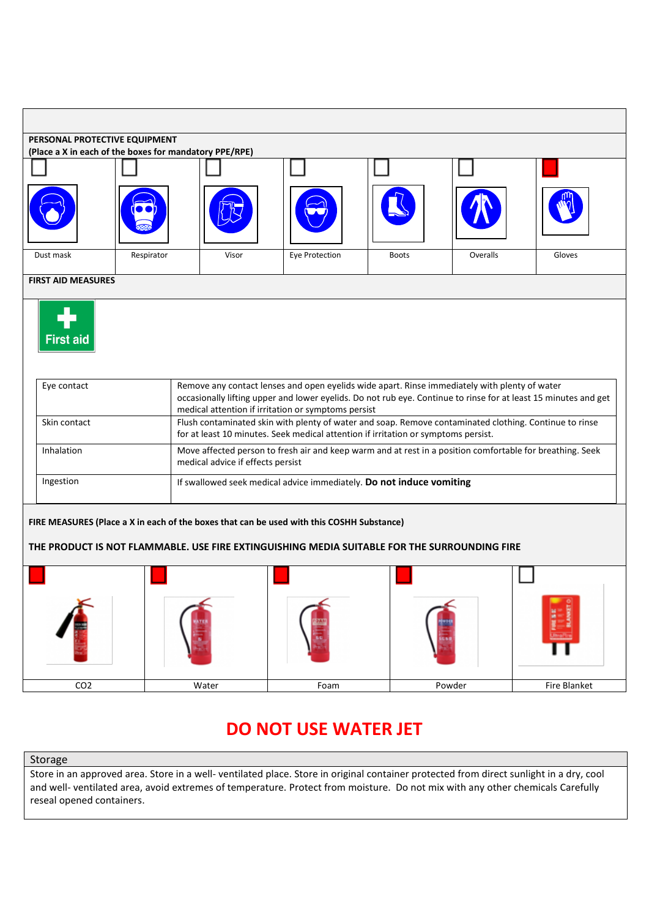## PERSONAL PROTECTIVE EQUIPMENT

**(Place a X in each of the boxes for mandatory PPE/RPE)**

| Dust mask | Respirator | Visor | Eye Protection | Boots | Overalls | Gloves |
|---|---|---|---|---|---|---|
| ☐ | ☐ | ☐ | ☐ | ☐ | ☐ | ■ |

## FIRST AID MEASURES

First aid

| | |
|---|---|
| Eye contact | Remove any contact lenses and open eyelids wide apart. Rinse immediately with plenty of water occasionally lifting upper and lower eyelids. Do not rub eye. Continue to rinse for at least 15 minutes and get medical attention if irritation or symptoms persist |
| Skin contact | Flush contaminated skin with plenty of water and soap. Remove contaminated clothing. Continue to rinse for at least 10 minutes. Seek medical attention if irritation or symptoms persist. |
| Inhalation | Move affected person to fresh air and keep warm and at rest in a position comfortable for breathing. Seek medical advice if effects persist |
| Ingestion | If swallowed seek medical advice immediately. **Do not induce vomiting** |

**FIRE MEASURES (Place a X in each of the boxes that can be used with this COSHH Substance)**

**THE PRODUCT IS NOT FLAMMABLE. USE FIRE EXTINGUISHING MEDIA SUITABLE FOR THE SURROUNDING FIRE**

| CO2 | Water | Foam | Powder | Fire Blanket |
|---|---|---|---|---|
| ■ | ■ | ■ | ■ | ☐ |

# DO NOT USE WATER JET

| Storage |
|---|
| Store in an approved area. Store in a well- ventilated place. Store in original container protected from direct sunlight in a dry, cool and well- ventilated area, avoid extremes of temperature. Protect from moisture. Do not mix with any other chemicals Carefully reseal opened containers. |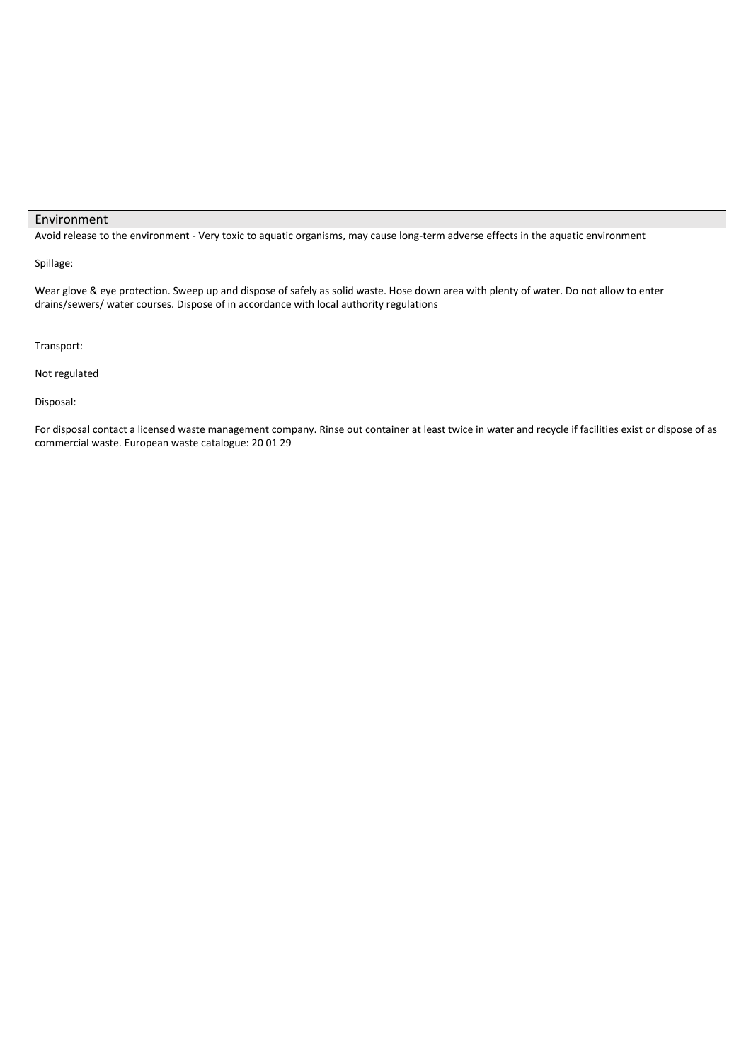## Environment

Avoid release to the environment - Very toxic to aquatic organisms, may cause long-term adverse effects in the aquatic environment

Spillage:

Wear glove & eye protection. Sweep up and dispose of safely as solid waste. Hose down area with plenty of water. Do not allow to enter drains/sewers/ water courses. Dispose of in accordance with local authority regulations

Transport:

Not regulated

Disposal:

For disposal contact a licensed waste management company. Rinse out container at least twice in water and recycle if facilities exist or dispose of as commercial waste. European waste catalogue: 20 01 29